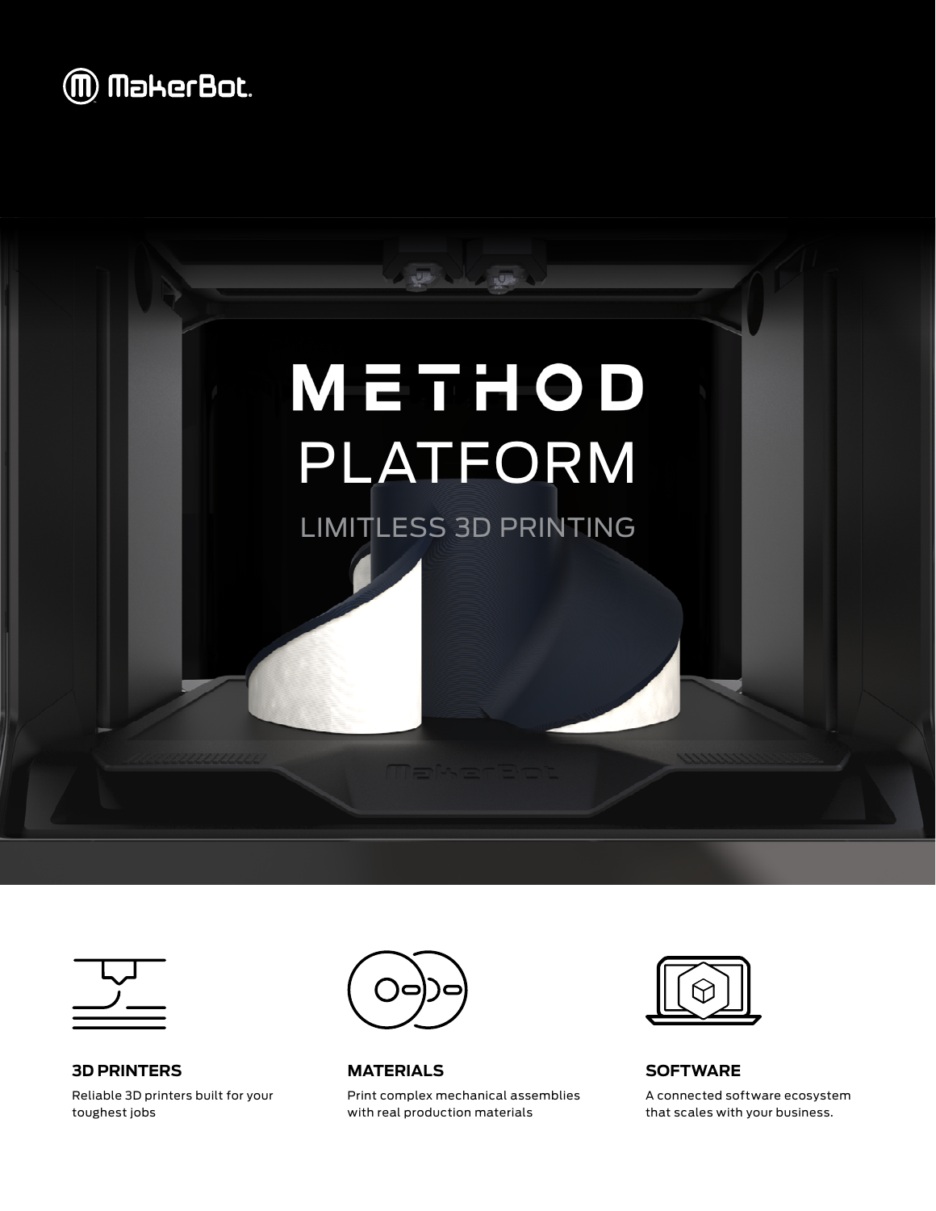MakerBot.

# METHOD PLATFORM

LIMITLESS 3D PRINTING

### 3D PRINTERS

Reliable 3D printers built for your toughest jobs

### MATERIALS

Print complex mechanical assemblies with real production materials

### SOFTWARE

A connected software ecosystem that scales with your business.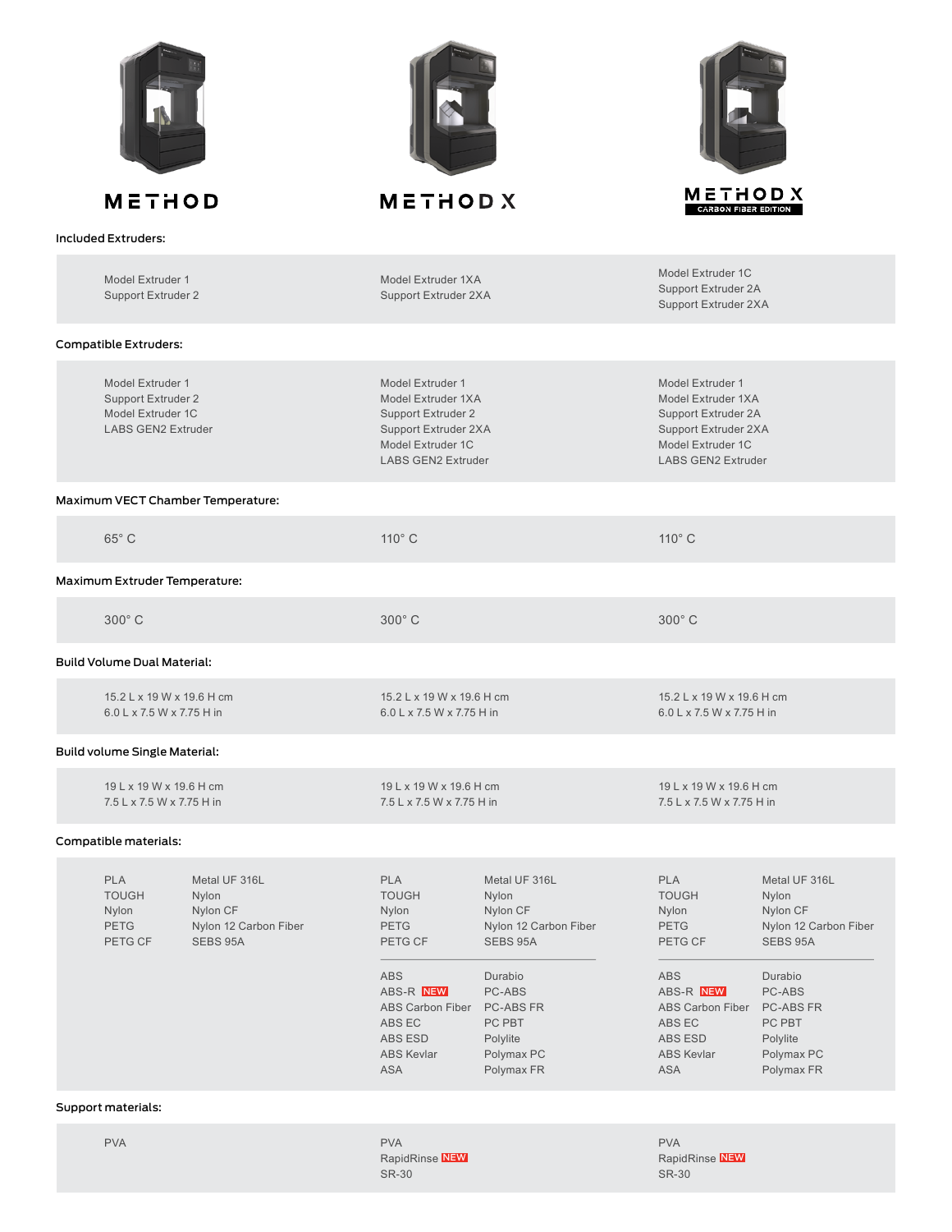| | METHOD | METHOD X | METHOD X CARBON FIBER EDITION |
|---|---|---|---|
| **Included Extruders:** | Model Extruder 1<br>Support Extruder 2 | Model Extruder 1XA<br>Support Extruder 2XA | Model Extruder 1C<br>Support Extruder 2A<br>Support Extruder 2XA |
| **Compatible Extruders:** | Model Extruder 1<br>Support Extruder 2<br>Model Extruder 1C<br>LABS GEN2 Extruder | Model Extruder 1<br>Model Extruder 1XA<br>Support Extruder 2<br>Support Extruder 2XA<br>Model Extruder 1C<br>LABS GEN2 Extruder | Model Extruder 1<br>Model Extruder 1XA<br>Support Extruder 2A<br>Support Extruder 2XA<br>Model Extruder 1C<br>LABS GEN2 Extruder |
| **Maximum VECT Chamber Temperature:** | 65° C | 110° C | 110° C |
| **Maximum Extruder Temperature:** | 300° C | 300° C | 300° C |
| **Build Volume Dual Material:** | 15.2 L x 19 W x 19.6 H cm<br>6.0 L x 7.5 W x 7.75 H in | 15.2 L x 19 W x 19.6 H cm<br>6.0 L x 7.5 W x 7.75 H in | 15.2 L x 19 W x 19.6 H cm<br>6.0 L x 7.5 W x 7.75 H in |
| **Build volume Single Material:** | 19 L x 19 W x 19.6 H cm<br>7.5 L x 7.5 W x 7.75 H in | 19 L x 19 W x 19.6 H cm<br>7.5 L x 7.5 W x 7.75 H in | 19 L x 19 W x 19.6 H cm<br>7.5 L x 7.5 W x 7.75 H in |
| **Compatible materials:** | PLA<br>TOUGH<br>Nylon<br>PETG<br>PETG CF<br>Metal UF 316L<br>Nylon<br>Nylon CF<br>Nylon 12 Carbon Fiber<br>SEBS 95A | PLA<br>TOUGH<br>Nylon<br>PETG<br>PETG CF<br>Metal UF 316L<br>Nylon<br>Nylon CF<br>Nylon 12 Carbon Fiber<br>SEBS 95A<br>ABS<br>ABS-R NEW<br>ABS Carbon Fiber<br>ABS EC<br>ABS ESD<br>ABS Kevlar<br>ASA<br>Durabio<br>PC-ABS<br>PC-ABS FR<br>PC PBT<br>Polylite<br>Polymax PC<br>Polymax FR | PLA<br>TOUGH<br>Nylon<br>PETG<br>PETG CF<br>Metal UF 316L<br>Nylon<br>Nylon CF<br>Nylon 12 Carbon Fiber<br>SEBS 95A<br>ABS<br>ABS-R NEW<br>ABS Carbon Fiber<br>ABS EC<br>ABS ESD<br>ABS Kevlar<br>ASA<br>Durabio<br>PC-ABS<br>PC-ABS FR<br>PC PBT<br>Polylite<br>Polymax PC<br>Polymax FR |
| **Support materials:** | PVA | PVA<br>RapidRinse NEW<br>SR-30 | PVA<br>RapidRinse NEW<br>SR-30 |